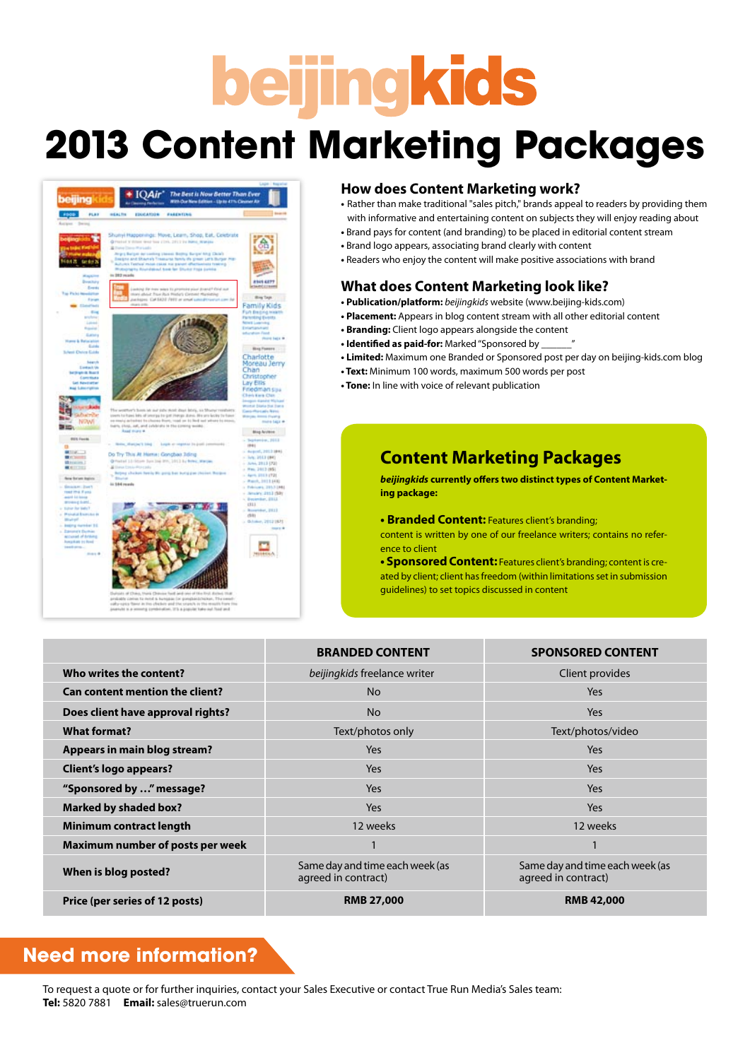# beijingkids

# 2013 Content Marketing Packages

## How does Content Marketing work?

- Rather than make traditional "sales pitch," brands appeal to readers by providing them with informative and entertaining content on subjects they will enjoy reading about
- Brand pays for content (and branding) to be placed in editorial content stream
- Brand logo appears, associating brand clearly with content
- Readers who enjoy the content will make positive associations with brand

## What does Content Marketing look like?

- **Publication/platform:** *beijingkids* website (www.beijing-kids.com)
- **Placement:** Appears in blog content stream with all other editorial content
- **Branding:** Client logo appears alongside the content
- **Identified as paid-for:** Marked "Sponsored by ______"
- **Limited:** Maximum one Branded or Sponsored post per day on beijing-kids.com blog
- **Text:** Minimum 100 words, maximum 500 words per post
- **Tone:** In line with voice of relevant publication

## Content Marketing Packages

***beijingkids* currently offers two distinct types of Content Marketing package:**

- **Branded Content:** Features client's branding; content is written by one of our freelance writers; contains no reference to client
- **Sponsored Content:** Features client's branding; content is created by client; client has freedom (within limitations set in submission guidelines) to set topics discussed in content

| | BRANDED CONTENT | SPONSORED CONTENT |
|---|---|---|
| **Who writes the content?** | *beijingkids* freelance writer | Client provides |
| **Can content mention the client?** | No | Yes |
| **Does client have approval rights?** | No | Yes |
| **What format?** | Text/photos only | Text/photos/video |
| **Appears in main blog stream?** | Yes | Yes |
| **Client's logo appears?** | Yes | Yes |
| **"Sponsored by …" message?** | Yes | Yes |
| **Marked by shaded box?** | Yes | Yes |
| **Minimum contract length** | 12 weeks | 12 weeks |
| **Maximum number of posts per week** | 1 | 1 |
| **When is blog posted?** | Same day and time each week (as agreed in contract) | Same day and time each week (as agreed in contract) |
| **Price (per series of 12 posts)** | **RMB 27,000** | **RMB 42,000** |

## Need more information?

To request a quote or for further inquiries, contact your Sales Executive or contact True Run Media's Sales team:
**Tel:** 5820 7881 **Email:** sales@truerun.com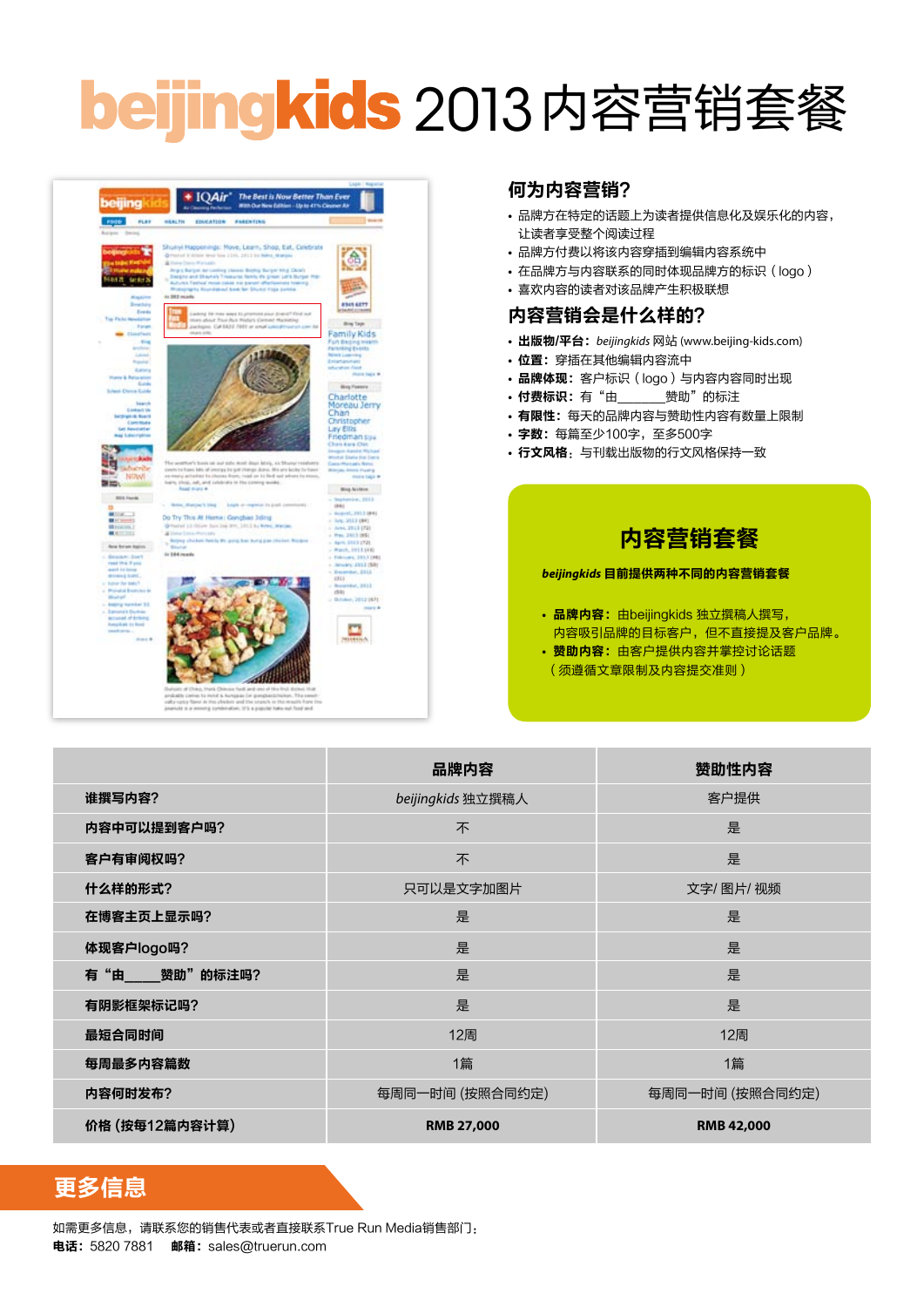# beijingkids 2013内容营销套餐

## 何为内容营销?

- 品牌方在特定的话题上为读者提供信息化及娱乐化的内容，让读者享受整个阅读过程
- 品牌方付费以将该内容穿插到编辑内容系统中
- 在品牌方与内容联系的同时体现品牌的标识（logo）
- 喜欢内容的读者对该品牌产生积极联想

## 内容营销会是什么样的?

- **出版物/平台：** *beijingkids* 网站 (www.beijing-kids.com)
- **位置：** 穿插在其他编辑内容流中
- **品牌体现：** 客户标识（logo）与内容内容同时出现
- **付费标识：** 有“由______赞助”的标注
- **有限性：** 每天的品牌内容与赞助性内容有数量上限制
- **字数：** 每篇至少100字，至多500字
- **行文风格：** 与刊载出版物的行文风格保持一致

## 内容营销套餐

***beijingkids* 目前提供两种不同的内容营销套餐**

- **品牌内容：** 由beijingkids 独立撰稿人撰写，内容吸引品牌的目标客户，但不直接提及客户品牌。
- **赞助内容：** 由客户提供内容并掌控讨论话题（须遵循文章限制及内容提交准则）

| | 品牌内容 | 赞助性内容 |
|---|---|---|
| **谁撰写内容?** | *beijingkids* 独立撰稿人 | 客户提供 |
| **内容中可以提到客户吗?** | 不 | 是 |
| **客户有审阅权吗?** | 不 | 是 |
| **什么样的形式?** | 只可以是文字加图片 | 文字/ 图片/ 视频 |
| **在博客主页上显示吗?** | 是 | 是 |
| **体现客户logo吗?** | 是 | 是 |
| **有“由____赞助”的标注吗?** | 是 | 是 |
| **有阴影框架标记吗?** | 是 | 是 |
| **最短合同时间** | 12周 | 12周 |
| **每周最多内容篇数** | 1篇 | 1篇 |
| **内容何时发布?** | 每周同一时间 (按照合同约定) | 每周同一时间 (按照合同约定) |
| **价格 (按每12篇内容计算)** | **RMB 27,000** | **RMB 42,000** |

## 更多信息

如需更多信息，请联系您的销售代表或者直接联系True Run Media销售部门：
**电话：** 5820 7881 **邮箱：** sales@truerun.com